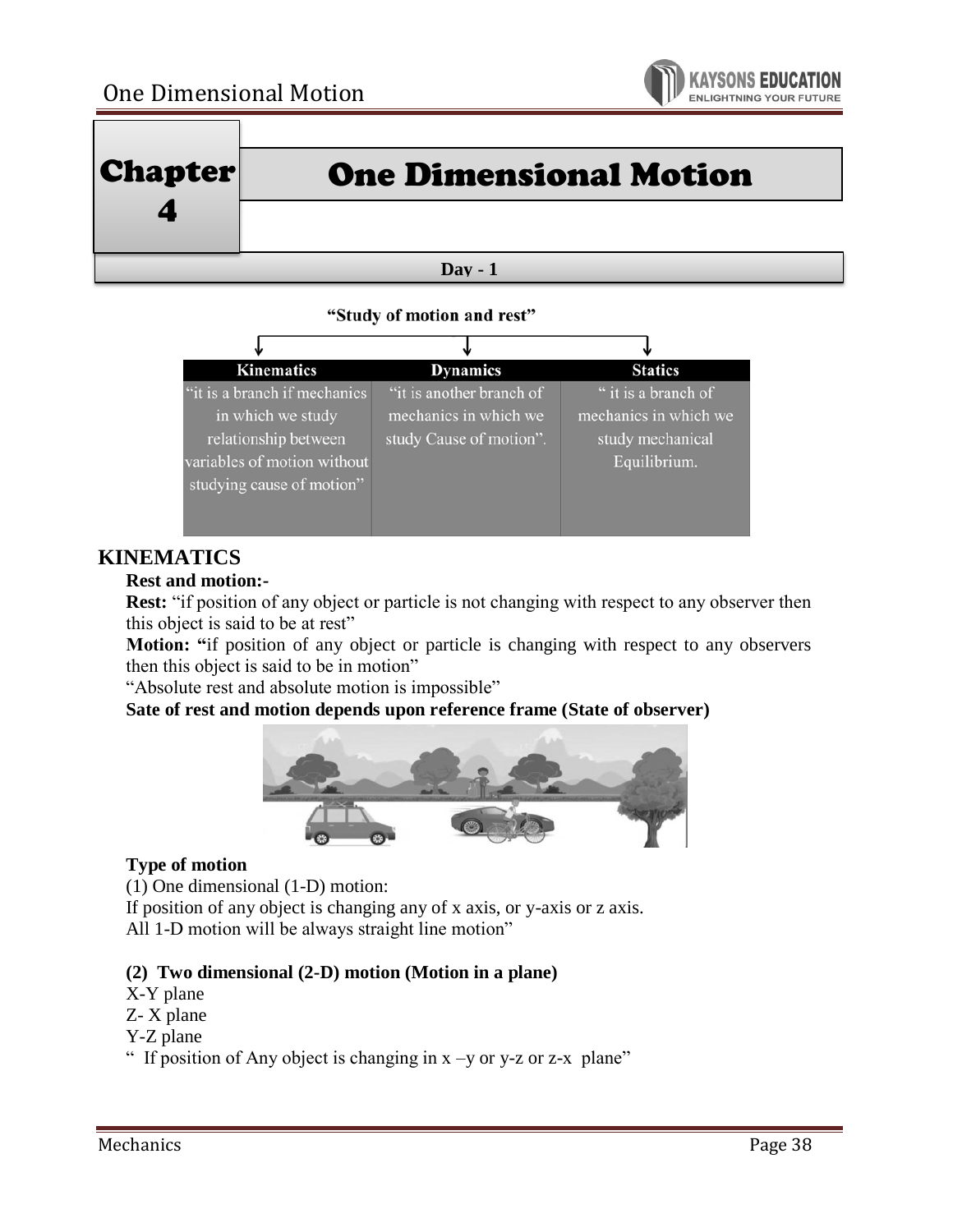# Chapter 4

# One Dimensional Motion

**Day - 1**

**"Study of motion and rest"**

| Kinematics | Dynamics | Statics |
|---|---|---|
| "it is a branch if mechanics in which we study relationship between variables of motion without studying cause of motion" | "it is another branch of mechanics in which we study Cause of motion". | " it is a branch of mechanics in which we study mechanical Equilibrium. |

## KINEMATICS

**Rest and motion:-**

**Rest:** "if position of any object or particle is not changing with respect to any observer then this object is said to be at rest"

**Motion: "**if position of any object or particle is changing with respect to any observers then this object is said to be in motion"

"Absolute rest and absolute motion is impossible"

**Sate of rest and motion depends upon reference frame (State of observer)**

**Type of motion**

(1) One dimensional (1-D) motion:

If position of any object is changing any of x axis, or y-axis or z axis.

All 1-D motion will be always straight line motion"

**(2) Two dimensional (2-D) motion (Motion in a plane)**

X-Y plane

Z- X plane

Y-Z plane

" If position of Any object is changing in x –y or y-z or z-x plane"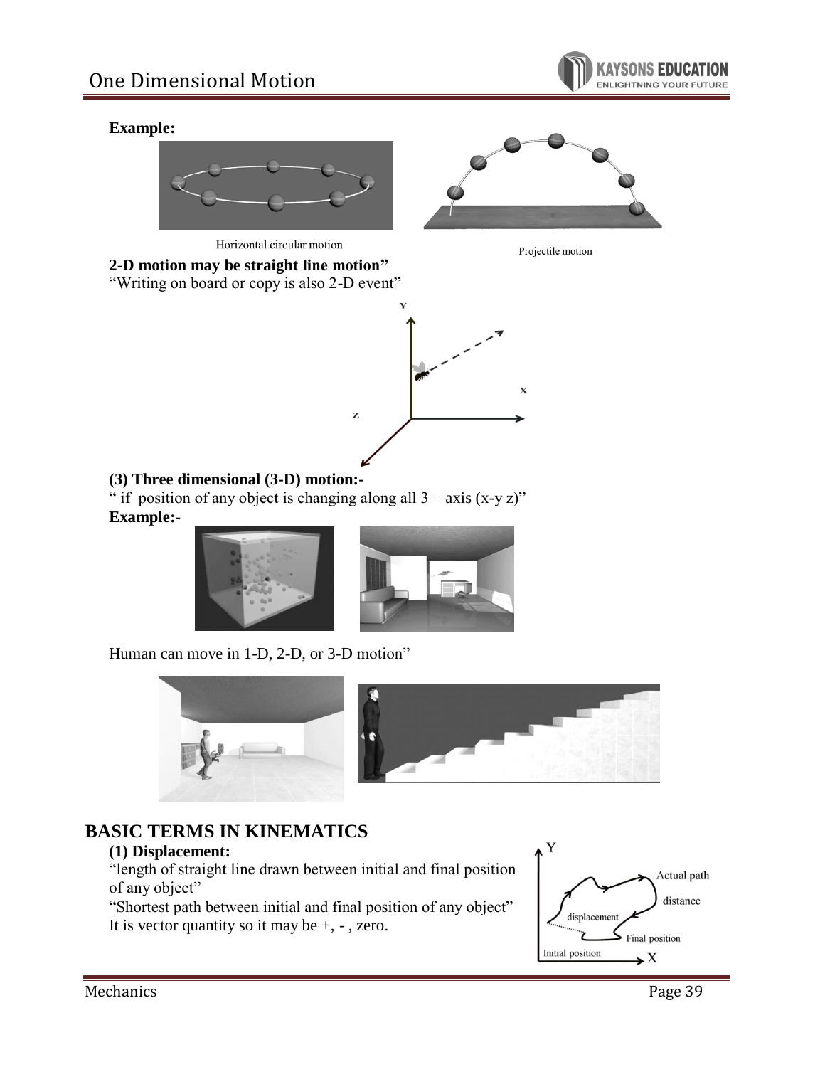**Example:**

Horizontal circular motion

Projectile motion

**2-D motion may be straight line motion"**

"Writing on board or copy is also 2-D event"

**(3) Three dimensional (3-D) motion:-**

" if position of any object is changing along all 3 – axis (x-y z)"

**Example:-**

Human can move in 1-D, 2-D, or 3-D motion"

# BASIC TERMS IN KINEMATICS

**(1) Displacement:**

"length of straight line drawn between initial and final position of any object"

"Shortest path between initial and final position of any object"

It is vector quantity so it may be +, - , zero.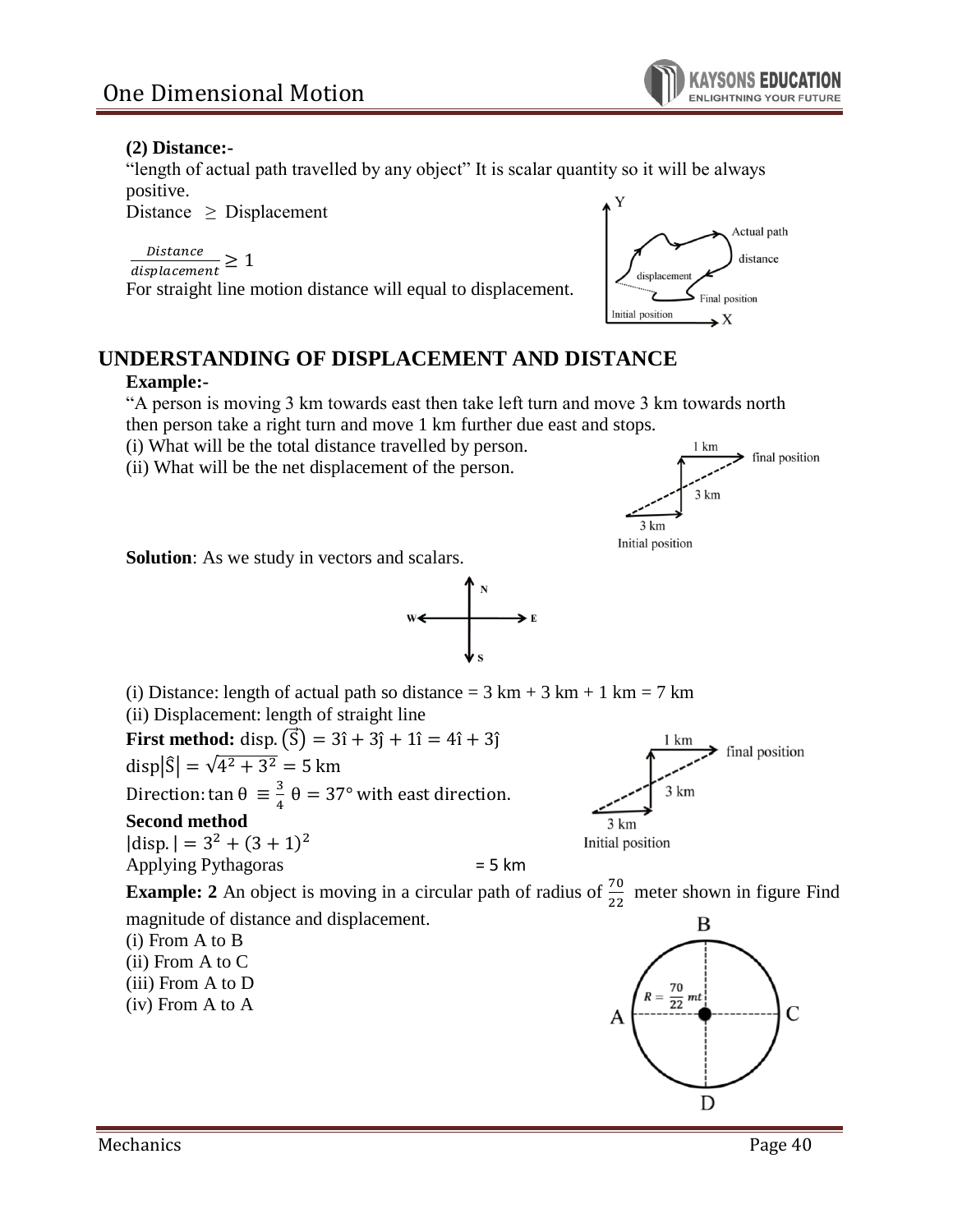**(2) Distance:-**

"length of actual path travelled by any object" It is scalar quantity so it will be always positive.

Distance $\geq$ Displacement

$\frac{Distance}{displacement} \geq 1$

For straight line motion distance will equal to displacement.

## UNDERSTANDING OF DISPLACEMENT AND DISTANCE

**Example:-**

"A person is moving 3 km towards east then take left turn and move 3 km towards north then person take a right turn and move 1 km further due east and stops.

(i) What will be the total distance travelled by person.

(ii) What will be the net displacement of the person.

**Solution**: As we study in vectors and scalars.

(i) Distance: length of actual path so distance = 3 km + 3 km + 1 km = 7 km

(ii) Displacement: length of straight line

**First method:** disp. $(\vec{S}) = 3\hat{i} + 3\hat{j} + 1\hat{i} = 4\hat{i} + 3\hat{j}$

disp$|\hat{S}| = \sqrt{4^2 + 3^2} = 5$ km

Direction: $\tan\theta \equiv \frac{3}{4}$ $\theta = 37°$ with east direction.

**Second method**

$|\text{disp.}| = 3^2 + (3+1)^2$

Applying Pythagoras = 5 km

**Example: 2** An object is moving in a circular path of radius of $\frac{70}{22}$ meter shown in figure Find magnitude of distance and displacement.

(i) From A to B

(ii) From A to C

(iii) From A to D

(iv) From A to A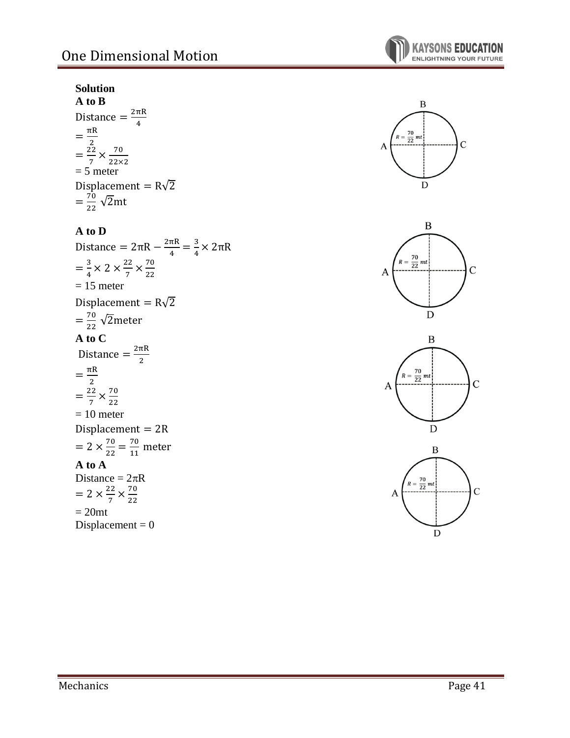**Solution**

**A to B**

Distance $= \frac{2\pi R}{4}$

$= \frac{\pi R}{2}$

$= \frac{22}{7} \times \frac{70}{22 \times 2}$

= 5 meter

Displacement $= R\sqrt{2}$

$= \frac{70}{22}\sqrt{2}$mt

B

$R = \frac{70}{22}$ mt

A

C

D

**A to D**

Distance $= 2\pi R - \frac{2\pi R}{4} = \frac{3}{4} \times 2\pi R$

$= \frac{3}{4} \times 2 \times \frac{22}{7} \times \frac{70}{22}$

= 15 meter

Displacement $= R\sqrt{2}$

$= \frac{70}{22}\sqrt{2}$meter

B

$R = \frac{70}{22}$ mt

A

C

D

**A to C**

Distance $= \frac{2\pi R}{2}$

$= \frac{\pi R}{2}$

$= \frac{22}{7} \times \frac{70}{22}$

= 10 meter

Displacement $= 2R$

$= 2 \times \frac{70}{22} = \frac{70}{11}$ meter

B

$R = \frac{70}{22}$ mt

A

C

D

**A to A**

Distance = $2\pi R$

$= 2 \times \frac{22}{7} \times \frac{70}{22}$

= 20mt

Displacement = 0

B

$R = \frac{70}{22}$ mt

A

C

D